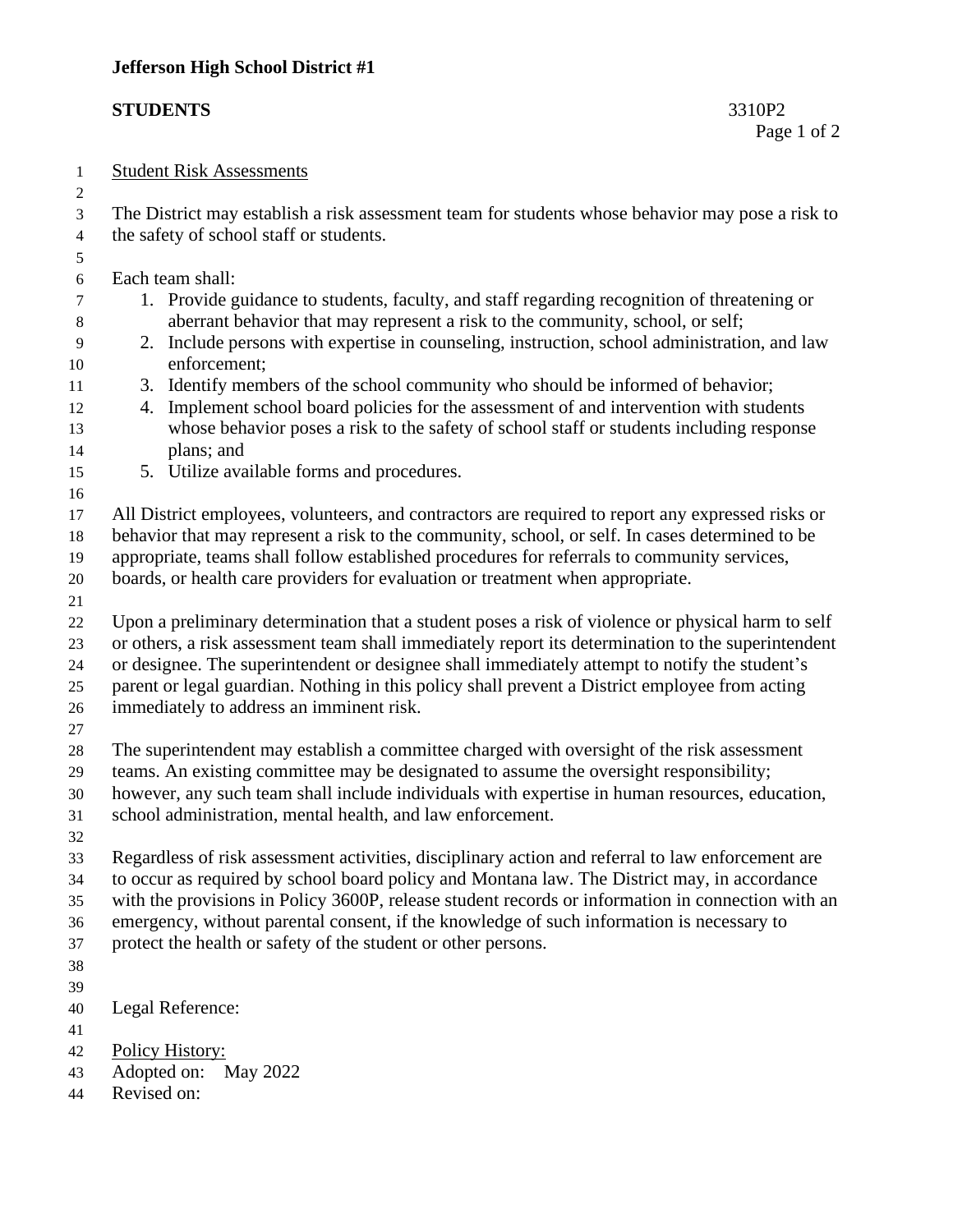**Jefferson High School District #1**

**STUDENTS** 3310P2

Student Risk Assessments

The District may establish a risk assessment team for students whose behavior may pose a risk to the safety of school staff or students.

Each team shall:

1. Provide guidance to students, faculty, and staff regarding recognition of threatening or aberrant behavior that may represent a risk to the community, school, or self;
2. Include persons with expertise in counseling, instruction, school administration, and law enforcement;
3. Identify members of the school community who should be informed of behavior;
4. Implement school board policies for the assessment of and intervention with students whose behavior poses a risk to the safety of school staff or students including response plans; and
5. Utilize available forms and procedures.

All District employees, volunteers, and contractors are required to report any expressed risks or behavior that may represent a risk to the community, school, or self. In cases determined to be appropriate, teams shall follow established procedures for referrals to community services, boards, or health care providers for evaluation or treatment when appropriate.

Upon a preliminary determination that a student poses a risk of violence or physical harm to self or others, a risk assessment team shall immediately report its determination to the superintendent or designee. The superintendent or designee shall immediately attempt to notify the student's parent or legal guardian. Nothing in this policy shall prevent a District employee from acting immediately to address an imminent risk.

The superintendent may establish a committee charged with oversight of the risk assessment teams. An existing committee may be designated to assume the oversight responsibility; however, any such team shall include individuals with expertise in human resources, education, school administration, mental health, and law enforcement.

Regardless of risk assessment activities, disciplinary action and referral to law enforcement are to occur as required by school board policy and Montana law. The District may, in accordance with the provisions in Policy 3600P, release student records or information in connection with an emergency, without parental consent, if the knowledge of such information is necessary to protect the health or safety of the student or other persons.

Legal Reference:

Policy History:
Adopted on: May 2022
Revised on: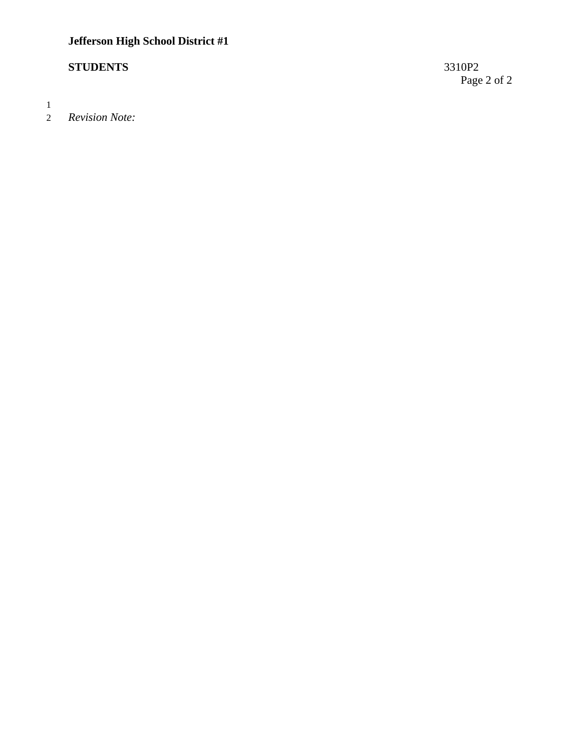*Revision Note:*